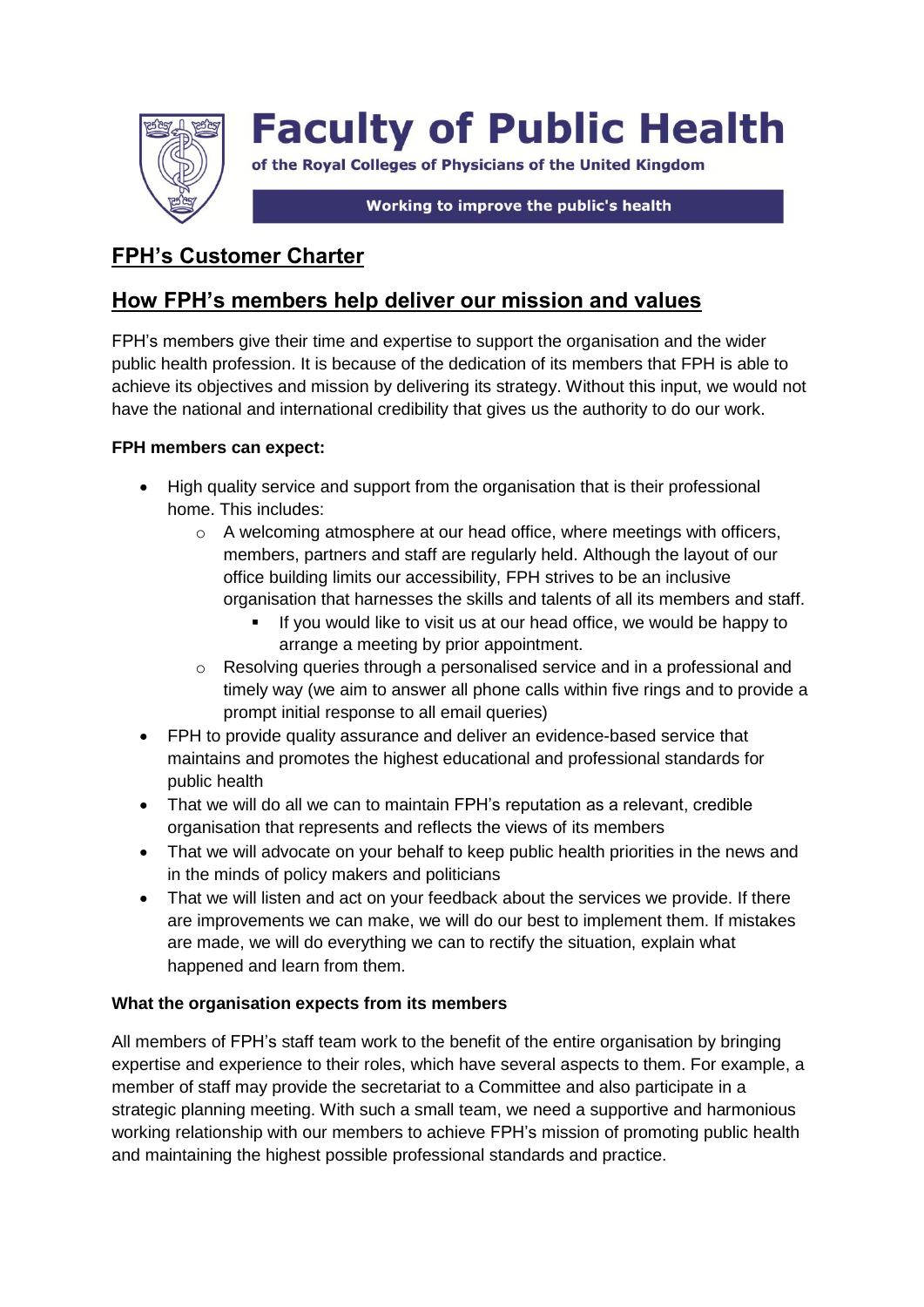# Faculty of Public Health

of the Royal Colleges of Physicians of the United Kingdom

Working to improve the public's health

## FPH's Customer Charter

## How FPH's members help deliver our mission and values

FPH's members give their time and expertise to support the organisation and the wider public health profession. It is because of the dedication of its members that FPH is able to achieve its objectives and mission by delivering its strategy. Without this input, we would not have the national and international credibility that gives us the authority to do our work.

**FPH members can expect:**

- High quality service and support from the organisation that is their professional home. This includes:
  - A welcoming atmosphere at our head office, where meetings with officers, members, partners and staff are regularly held. Although the layout of our office building limits our accessibility, FPH strives to be an inclusive organisation that harnesses the skills and talents of all its members and staff.
    - If you would like to visit us at our head office, we would be happy to arrange a meeting by prior appointment.
  - Resolving queries through a personalised service and in a professional and timely way (we aim to answer all phone calls within five rings and to provide a prompt initial response to all email queries)
- FPH to provide quality assurance and deliver an evidence-based service that maintains and promotes the highest educational and professional standards for public health
- That we will do all we can to maintain FPH's reputation as a relevant, credible organisation that represents and reflects the views of its members
- That we will advocate on your behalf to keep public health priorities in the news and in the minds of policy makers and politicians
- That we will listen and act on your feedback about the services we provide. If there are improvements we can make, we will do our best to implement them. If mistakes are made, we will do everything we can to rectify the situation, explain what happened and learn from them.

**What the organisation expects from its members**

All members of FPH's staff team work to the benefit of the entire organisation by bringing expertise and experience to their roles, which have several aspects to them. For example, a member of staff may provide the secretariat to a Committee and also participate in a strategic planning meeting. With such a small team, we need a supportive and harmonious working relationship with our members to achieve FPH's mission of promoting public health and maintaining the highest possible professional standards and practice.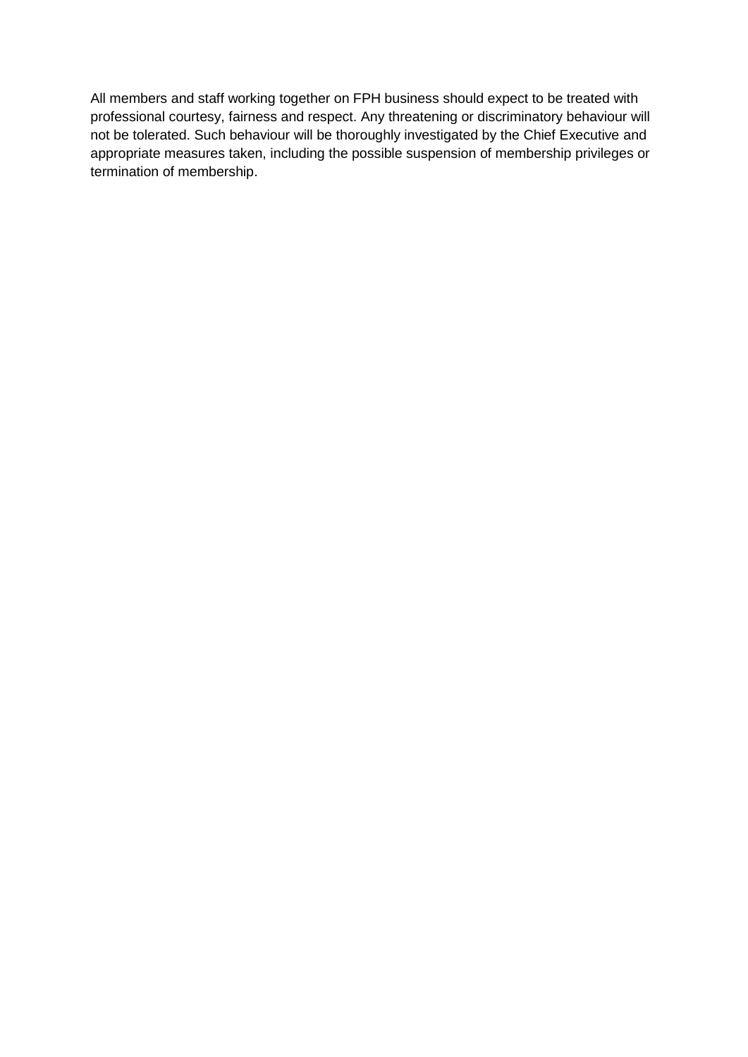All members and staff working together on FPH business should expect to be treated with professional courtesy, fairness and respect. Any threatening or discriminatory behaviour will not be tolerated. Such behaviour will be thoroughly investigated by the Chief Executive and appropriate measures taken, including the possible suspension of membership privileges or termination of membership.